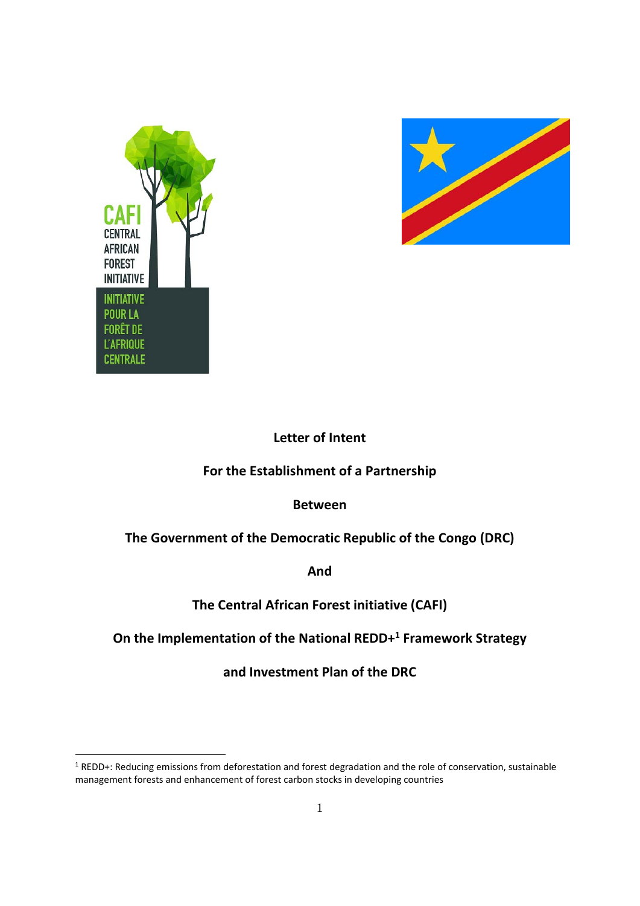# Letter of Intent

## For the Establishment of a Partnership

## Between

## The Government of the Democratic Republic of the Congo (DRC)

## And

## The Central African Forest initiative (CAFI)

## On the Implementation of the National REDD+[1] Framework Strategy

## and Investment Plan of the DRC

---

[1] REDD+: Reducing emissions from deforestation and forest degradation and the role of conservation, sustainable management forests and enhancement of forest carbon stocks in developing countries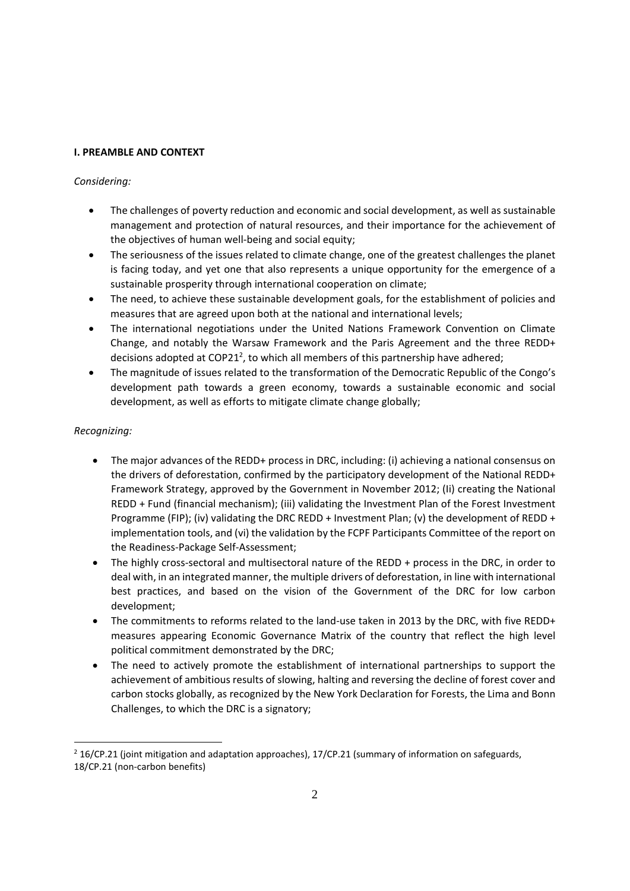**I. PREAMBLE AND CONTEXT**

*Considering:*

- The challenges of poverty reduction and economic and social development, as well as sustainable management and protection of natural resources, and their importance for the achievement of the objectives of human well-being and social equity;
- The seriousness of the issues related to climate change, one of the greatest challenges the planet is facing today, and yet one that also represents a unique opportunity for the emergence of a sustainable prosperity through international cooperation on climate;
- The need, to achieve these sustainable development goals, for the establishment of policies and measures that are agreed upon both at the national and international levels;
- The international negotiations under the United Nations Framework Convention on Climate Change, and notably the Warsaw Framework and the Paris Agreement and the three REDD+ decisions adopted at COP21[2], to which all members of this partnership have adhered;
- The magnitude of issues related to the transformation of the Democratic Republic of the Congo's development path towards a green economy, towards a sustainable economic and social development, as well as efforts to mitigate climate change globally;

*Recognizing:*

- The major advances of the REDD+ process in DRC, including: (i) achieving a national consensus on the drivers of deforestation, confirmed by the participatory development of the National REDD+ Framework Strategy, approved by the Government in November 2012; (Ii) creating the National REDD + Fund (financial mechanism); (iii) validating the Investment Plan of the Forest Investment Programme (FIP); (iv) validating the DRC REDD + Investment Plan; (v) the development of REDD + implementation tools, and (vi) the validation by the FCPF Participants Committee of the report on the Readiness-Package Self-Assessment;
- The highly cross-sectoral and multisectoral nature of the REDD + process in the DRC, in order to deal with, in an integrated manner, the multiple drivers of deforestation, in line with international best practices, and based on the vision of the Government of the DRC for low carbon development;
- The commitments to reforms related to the land-use taken in 2013 by the DRC, with five REDD+ measures appearing Economic Governance Matrix of the country that reflect the high level political commitment demonstrated by the DRC;
- The need to actively promote the establishment of international partnerships to support the achievement of ambitious results of slowing, halting and reversing the decline of forest cover and carbon stocks globally, as recognized by the New York Declaration for Forests, the Lima and Bonn Challenges, to which the DRC is a signatory;

[2] 16/CP.21 (joint mitigation and adaptation approaches), 17/CP.21 (summary of information on safeguards, 18/CP.21 (non-carbon benefits)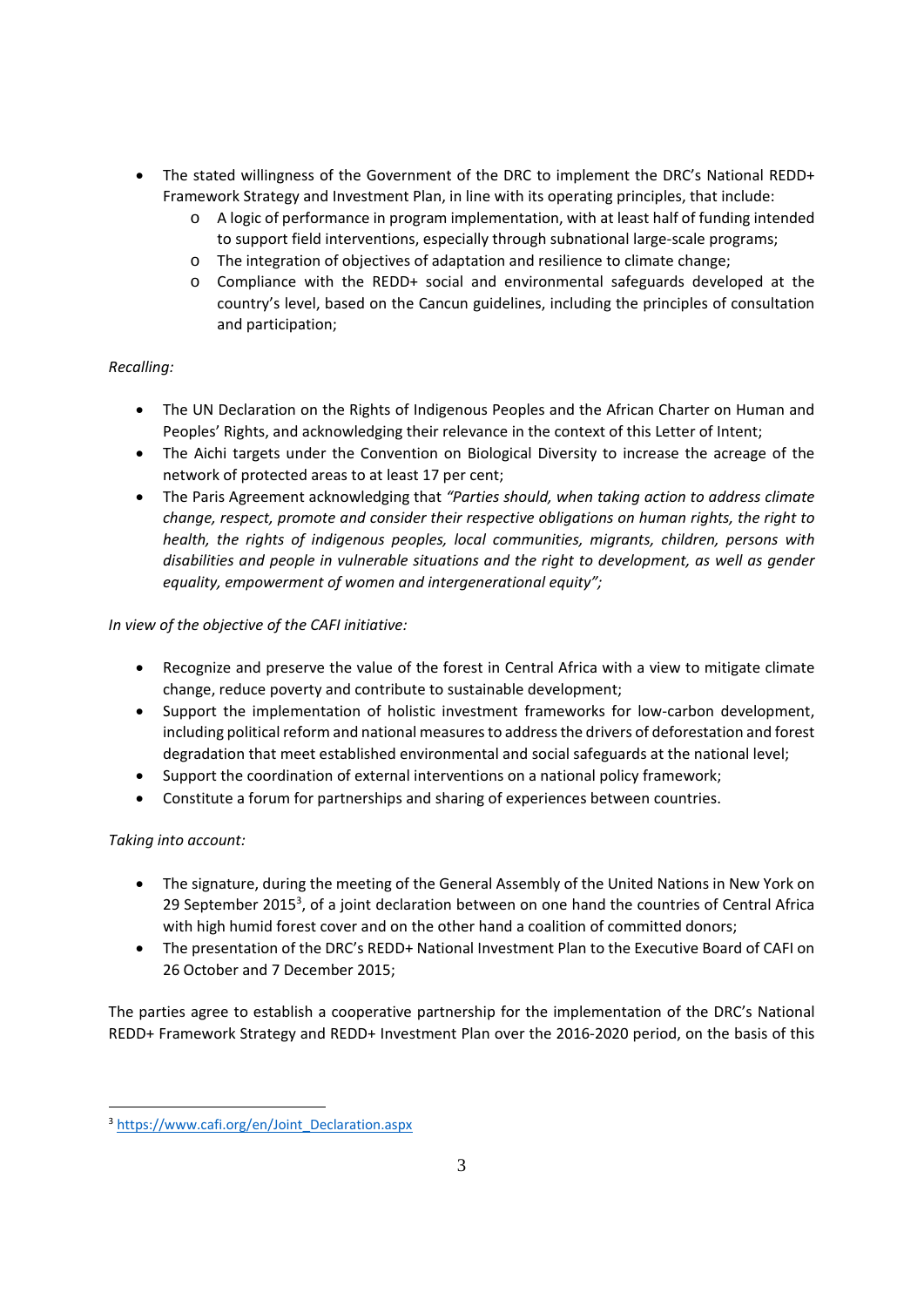- The stated willingness of the Government of the DRC to implement the DRC's National REDD+ Framework Strategy and Investment Plan, in line with its operating principles, that include:
  - A logic of performance in program implementation, with at least half of funding intended to support field interventions, especially through subnational large-scale programs;
  - The integration of objectives of adaptation and resilience to climate change;
  - Compliance with the REDD+ social and environmental safeguards developed at the country's level, based on the Cancun guidelines, including the principles of consultation and participation;

*Recalling:*

- The UN Declaration on the Rights of Indigenous Peoples and the African Charter on Human and Peoples' Rights, and acknowledging their relevance in the context of this Letter of Intent;
- The Aichi targets under the Convention on Biological Diversity to increase the acreage of the network of protected areas to at least 17 per cent;
- The Paris Agreement acknowledging that *"Parties should, when taking action to address climate change, respect, promote and consider their respective obligations on human rights, the right to health, the rights of indigenous peoples, local communities, migrants, children, persons with disabilities and people in vulnerable situations and the right to development, as well as gender equality, empowerment of women and intergenerational equity";*

*In view of the objective of the CAFI initiative:*

- Recognize and preserve the value of the forest in Central Africa with a view to mitigate climate change, reduce poverty and contribute to sustainable development;
- Support the implementation of holistic investment frameworks for low-carbon development, including political reform and national measures to address the drivers of deforestation and forest degradation that meet established environmental and social safeguards at the national level;
- Support the coordination of external interventions on a national policy framework;
- Constitute a forum for partnerships and sharing of experiences between countries.

*Taking into account:*

- The signature, during the meeting of the General Assembly of the United Nations in New York on 29 September 2015[3], of a joint declaration between on one hand the countries of Central Africa with high humid forest cover and on the other hand a coalition of committed donors;
- The presentation of the DRC's REDD+ National Investment Plan to the Executive Board of CAFI on 26 October and 7 December 2015;

The parties agree to establish a cooperative partnership for the implementation of the DRC's National REDD+ Framework Strategy and REDD+ Investment Plan over the 2016-2020 period, on the basis of this

[3] https://www.cafi.org/en/Joint_Declaration.aspx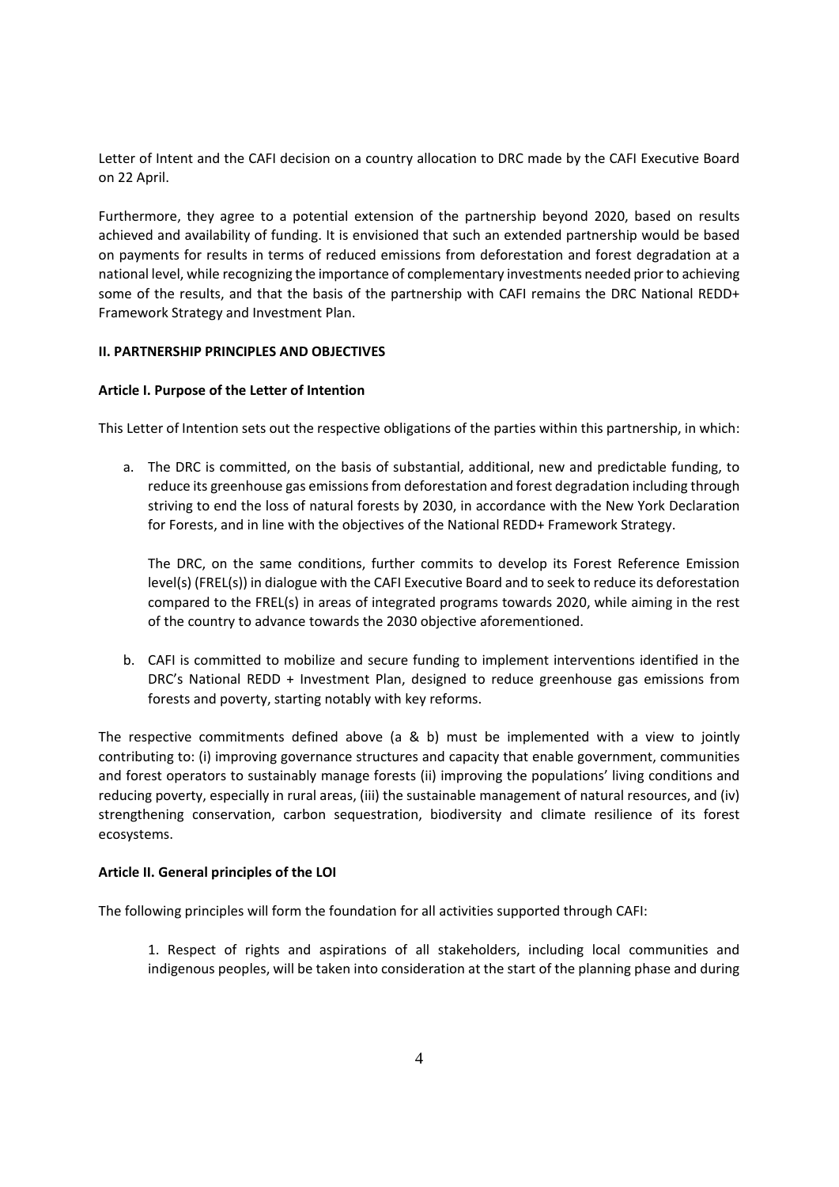Letter of Intent and the CAFI decision on a country allocation to DRC made by the CAFI Executive Board on 22 April.

Furthermore, they agree to a potential extension of the partnership beyond 2020, based on results achieved and availability of funding. It is envisioned that such an extended partnership would be based on payments for results in terms of reduced emissions from deforestation and forest degradation at a national level, while recognizing the importance of complementary investments needed prior to achieving some of the results, and that the basis of the partnership with CAFI remains the DRC National REDD+ Framework Strategy and Investment Plan.

## II. PARTNERSHIP PRINCIPLES AND OBJECTIVES

### Article I. Purpose of the Letter of Intention

This Letter of Intention sets out the respective obligations of the parties within this partnership, in which:

a. The DRC is committed, on the basis of substantial, additional, new and predictable funding, to reduce its greenhouse gas emissions from deforestation and forest degradation including through striving to end the loss of natural forests by 2030, in accordance with the New York Declaration for Forests, and in line with the objectives of the National REDD+ Framework Strategy.

   The DRC, on the same conditions, further commits to develop its Forest Reference Emission level(s) (FREL(s)) in dialogue with the CAFI Executive Board and to seek to reduce its deforestation compared to the FREL(s) in areas of integrated programs towards 2020, while aiming in the rest of the country to advance towards the 2030 objective aforementioned.

b. CAFI is committed to mobilize and secure funding to implement interventions identified in the DRC's National REDD + Investment Plan, designed to reduce greenhouse gas emissions from forests and poverty, starting notably with key reforms.

The respective commitments defined above (a & b) must be implemented with a view to jointly contributing to: (i) improving governance structures and capacity that enable government, communities and forest operators to sustainably manage forests (ii) improving the populations' living conditions and reducing poverty, especially in rural areas, (iii) the sustainable management of natural resources, and (iv) strengthening conservation, carbon sequestration, biodiversity and climate resilience of its forest ecosystems.

### Article II. General principles of the LOI

The following principles will form the foundation for all activities supported through CAFI:

1. Respect of rights and aspirations of all stakeholders, including local communities and indigenous peoples, will be taken into consideration at the start of the planning phase and during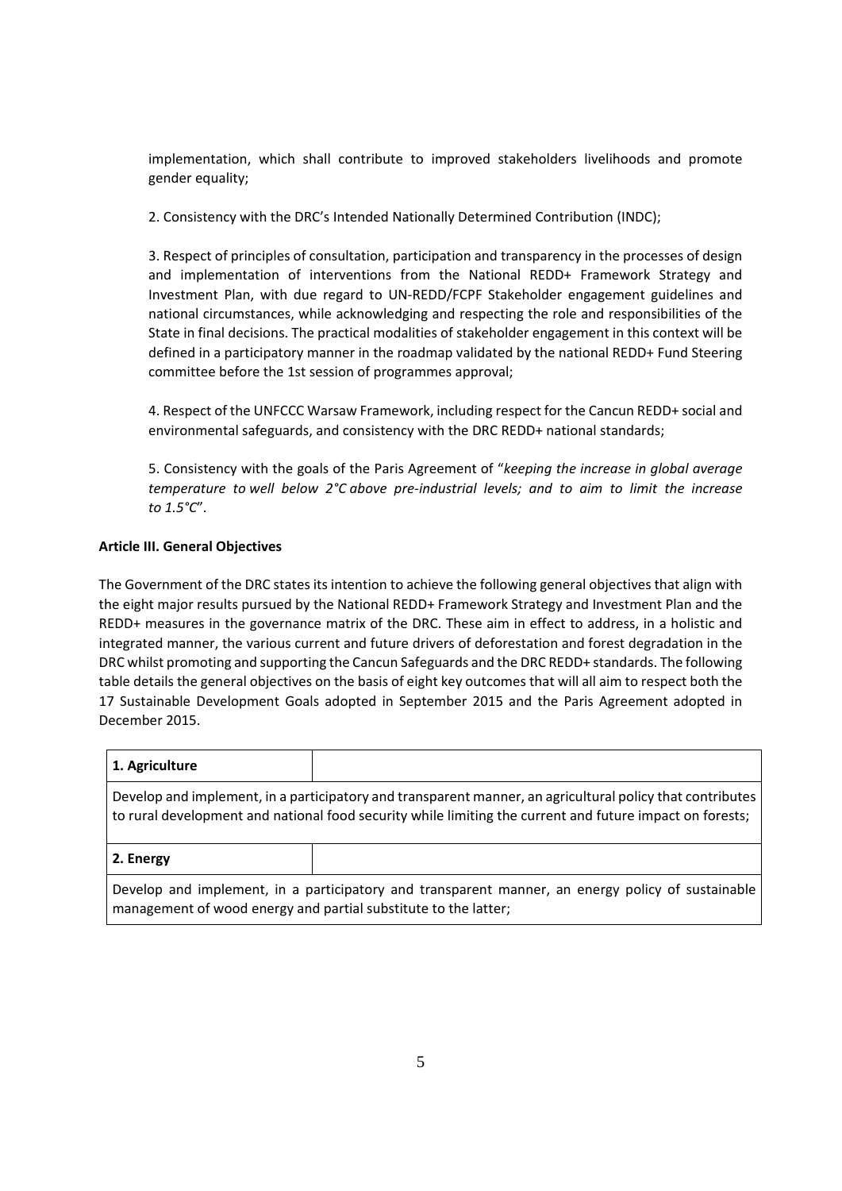implementation, which shall contribute to improved stakeholders livelihoods and promote gender equality;

2. Consistency with the DRC's Intended Nationally Determined Contribution (INDC);

3. Respect of principles of consultation, participation and transparency in the processes of design and implementation of interventions from the National REDD+ Framework Strategy and Investment Plan, with due regard to UN-REDD/FCPF Stakeholder engagement guidelines and national circumstances, while acknowledging and respecting the role and responsibilities of the State in final decisions. The practical modalities of stakeholder engagement in this context will be defined in a participatory manner in the roadmap validated by the national REDD+ Fund Steering committee before the 1st session of programmes approval;

4. Respect of the UNFCCC Warsaw Framework, including respect for the Cancun REDD+ social and environmental safeguards, and consistency with the DRC REDD+ national standards;

5. Consistency with the goals of the Paris Agreement of "*keeping the increase in global average temperature to well below 2°C above pre-industrial levels; and to aim to limit the increase to 1.5°C*".

**Article III. General Objectives**

The Government of the DRC states its intention to achieve the following general objectives that align with the eight major results pursued by the National REDD+ Framework Strategy and Investment Plan and the REDD+ measures in the governance matrix of the DRC. These aim in effect to address, in a holistic and integrated manner, the various current and future drivers of deforestation and forest degradation in the DRC whilst promoting and supporting the Cancun Safeguards and the DRC REDD+ standards. The following table details the general objectives on the basis of eight key outcomes that will all aim to respect both the 17 Sustainable Development Goals adopted in September 2015 and the Paris Agreement adopted in December 2015.

| **1. Agriculture** | |
|---|---|
| Develop and implement, in a participatory and transparent manner, an agricultural policy that contributes to rural development and national food security while limiting the current and future impact on forests; | |
| **2. Energy** | |
| Develop and implement, in a participatory and transparent manner, an energy policy of sustainable management of wood energy and partial substitute to the latter; | |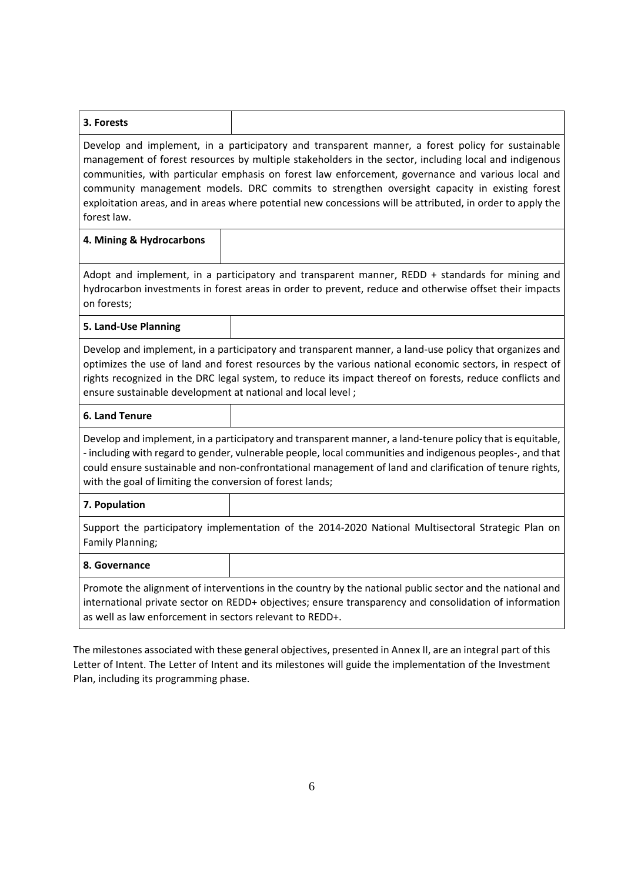**3. Forests**

Develop and implement, in a participatory and transparent manner, a forest policy for sustainable management of forest resources by multiple stakeholders in the sector, including local and indigenous communities, with particular emphasis on forest law enforcement, governance and various local and community management models. DRC commits to strengthen oversight capacity in existing forest exploitation areas, and in areas where potential new concessions will be attributed, in order to apply the forest law.

**4. Mining & Hydrocarbons**

Adopt and implement, in a participatory and transparent manner, REDD + standards for mining and hydrocarbon investments in forest areas in order to prevent, reduce and otherwise offset their impacts on forests;

**5. Land-Use Planning**

Develop and implement, in a participatory and transparent manner, a land-use policy that organizes and optimizes the use of land and forest resources by the various national economic sectors, in respect of rights recognized in the DRC legal system, to reduce its impact thereof on forests, reduce conflicts and ensure sustainable development at national and local level ;

**6. Land Tenure**

Develop and implement, in a participatory and transparent manner, a land-tenure policy that is equitable, - including with regard to gender, vulnerable people, local communities and indigenous peoples-, and that could ensure sustainable and non-confrontational management of land and clarification of tenure rights, with the goal of limiting the conversion of forest lands;

**7. Population**

Support the participatory implementation of the 2014-2020 National Multisectoral Strategic Plan on Family Planning;

**8. Governance**

Promote the alignment of interventions in the country by the national public sector and the national and international private sector on REDD+ objectives; ensure transparency and consolidation of information as well as law enforcement in sectors relevant to REDD+.

The milestones associated with these general objectives, presented in Annex II, are an integral part of this Letter of Intent. The Letter of Intent and its milestones will guide the implementation of the Investment Plan, including its programming phase.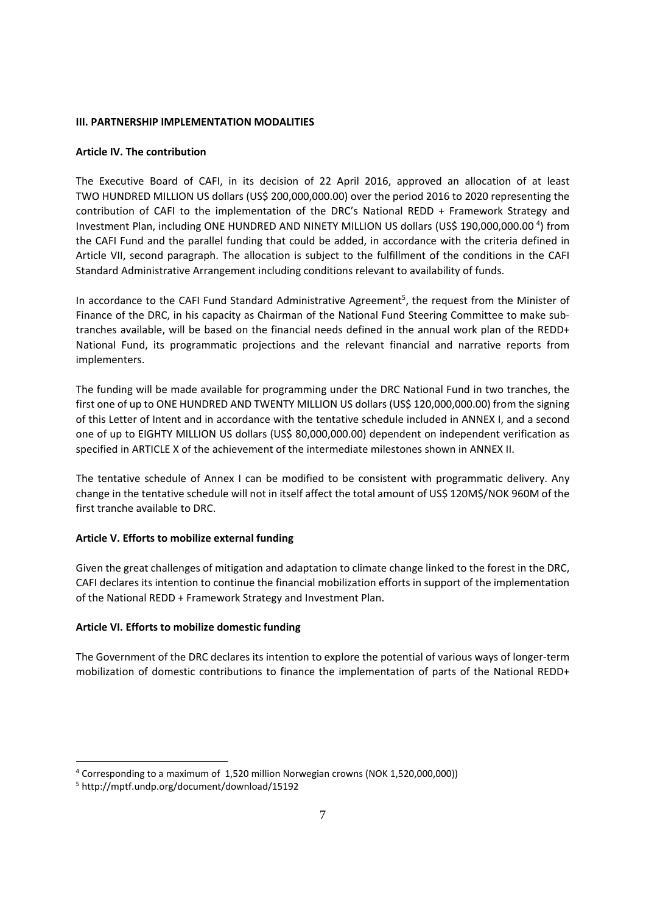**III. PARTNERSHIP IMPLEMENTATION MODALITIES**

**Article IV. The contribution**

The Executive Board of CAFI, in its decision of 22 April 2016, approved an allocation of at least TWO HUNDRED MILLION US dollars (US$ 200,000,000.00) over the period 2016 to 2020 representing the contribution of CAFI to the implementation of the DRC's National REDD + Framework Strategy and Investment Plan, including ONE HUNDRED AND NINETY MILLION US dollars (US$ 190,000,000.00 [4]) from the CAFI Fund and the parallel funding that could be added, in accordance with the criteria defined in Article VII, second paragraph. The allocation is subject to the fulfillment of the conditions in the CAFI Standard Administrative Arrangement including conditions relevant to availability of funds.

In accordance to the CAFI Fund Standard Administrative Agreement[5], the request from the Minister of Finance of the DRC, in his capacity as Chairman of the National Fund Steering Committee to make sub-tranches available, will be based on the financial needs defined in the annual work plan of the REDD+ National Fund, its programmatic projections and the relevant financial and narrative reports from implementers.

The funding will be made available for programming under the DRC National Fund in two tranches, the first one of up to ONE HUNDRED AND TWENTY MILLION US dollars (US$ 120,000,000.00) from the signing of this Letter of Intent and in accordance with the tentative schedule included in ANNEX I, and a second one of up to EIGHTY MILLION US dollars (US$ 80,000,000.00) dependent on independent verification as specified in ARTICLE X of the achievement of the intermediate milestones shown in ANNEX II.

The tentative schedule of Annex I can be modified to be consistent with programmatic delivery. Any change in the tentative schedule will not in itself affect the total amount of US$ 120M$/NOK 960M of the first tranche available to DRC.

**Article V. Efforts to mobilize external funding**

Given the great challenges of mitigation and adaptation to climate change linked to the forest in the DRC, CAFI declares its intention to continue the financial mobilization efforts in support of the implementation of the National REDD + Framework Strategy and Investment Plan.

**Article VI. Efforts to mobilize domestic funding**

The Government of the DRC declares its intention to explore the potential of various ways of longer-term mobilization of domestic contributions to finance the implementation of parts of the National REDD+

[4] Corresponding to a maximum of 1,520 million Norwegian crowns (NOK 1,520,000,000))

[5] http://mptf.undp.org/document/download/15192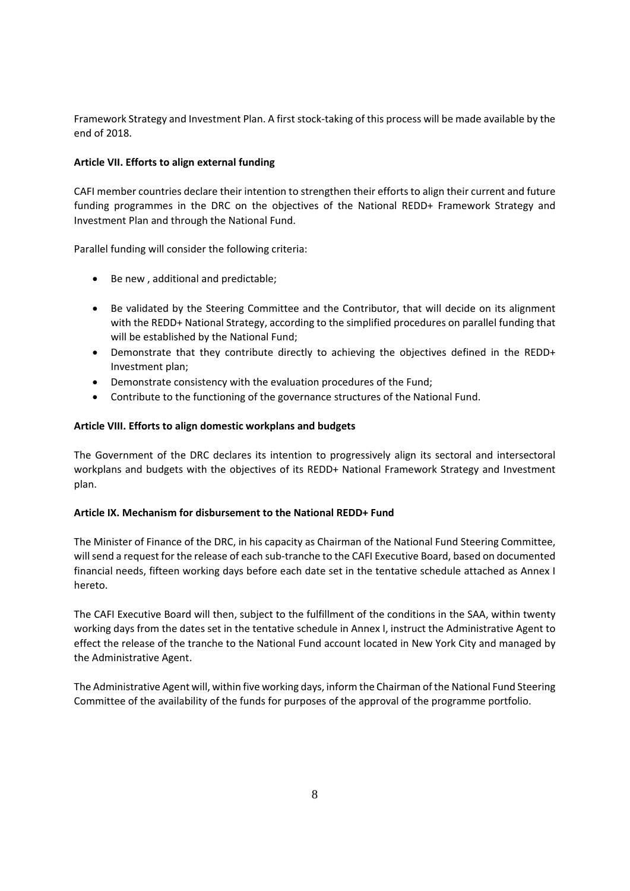Framework Strategy and Investment Plan. A first stock-taking of this process will be made available by the end of 2018.

**Article VII. Efforts to align external funding**

CAFI member countries declare their intention to strengthen their efforts to align their current and future funding programmes in the DRC on the objectives of the National REDD+ Framework Strategy and Investment Plan and through the National Fund.

Parallel funding will consider the following criteria:

- Be new , additional and predictable;
- Be validated by the Steering Committee and the Contributor, that will decide on its alignment with the REDD+ National Strategy, according to the simplified procedures on parallel funding that will be established by the National Fund;
- Demonstrate that they contribute directly to achieving the objectives defined in the REDD+ Investment plan;
- Demonstrate consistency with the evaluation procedures of the Fund;
- Contribute to the functioning of the governance structures of the National Fund.

**Article VIII. Efforts to align domestic workplans and budgets**

The Government of the DRC declares its intention to progressively align its sectoral and intersectoral workplans and budgets with the objectives of its REDD+ National Framework Strategy and Investment plan.

**Article IX. Mechanism for disbursement to the National REDD+ Fund**

The Minister of Finance of the DRC, in his capacity as Chairman of the National Fund Steering Committee, will send a request for the release of each sub-tranche to the CAFI Executive Board, based on documented financial needs, fifteen working days before each date set in the tentative schedule attached as Annex I hereto.

The CAFI Executive Board will then, subject to the fulfillment of the conditions in the SAA, within twenty working days from the dates set in the tentative schedule in Annex I, instruct the Administrative Agent to effect the release of the tranche to the National Fund account located in New York City and managed by the Administrative Agent.

The Administrative Agent will, within five working days, inform the Chairman of the National Fund Steering Committee of the availability of the funds for purposes of the approval of the programme portfolio.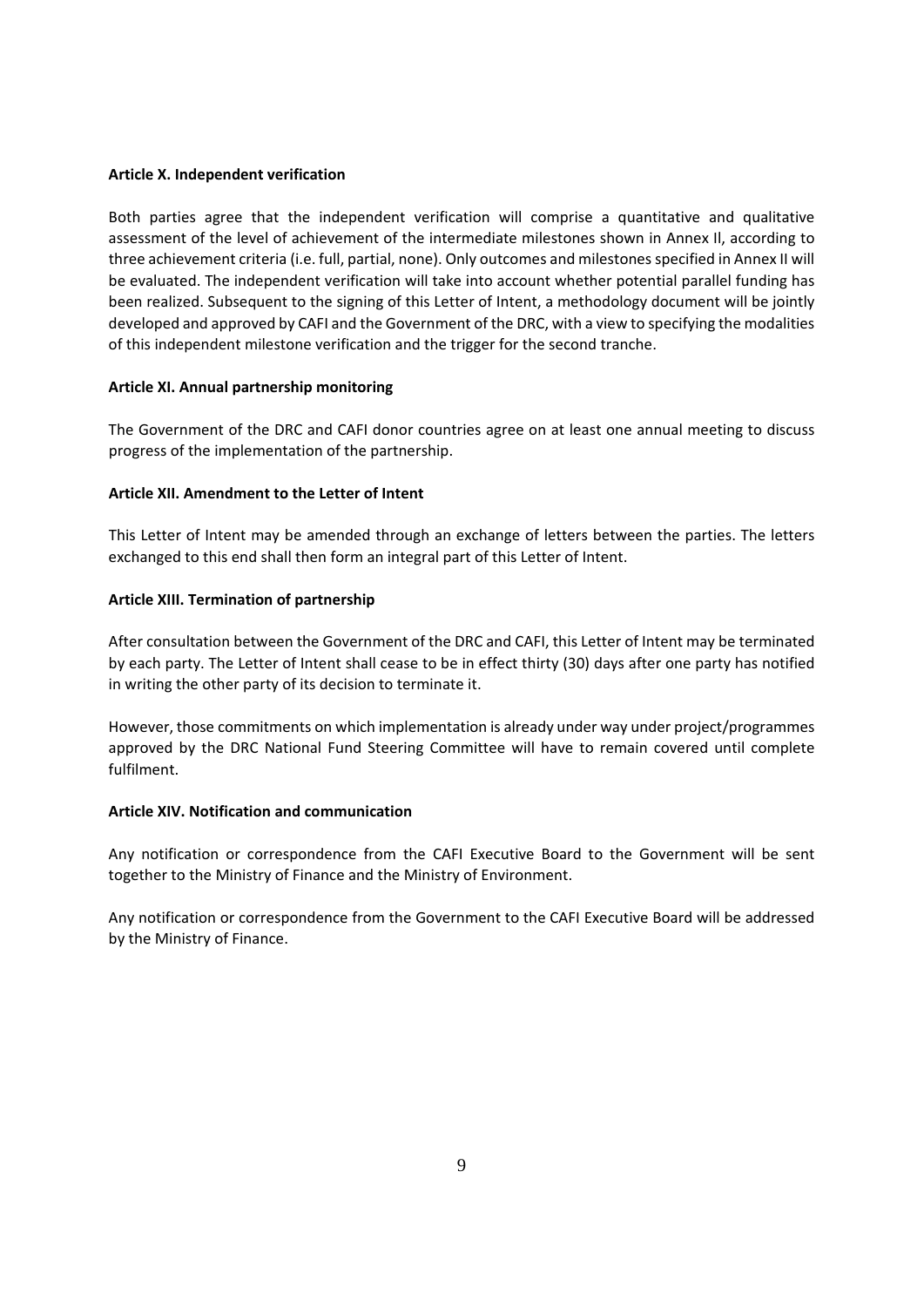**Article X. Independent verification**

Both parties agree that the independent verification will comprise a quantitative and qualitative assessment of the level of achievement of the intermediate milestones shown in Annex II, according to three achievement criteria (i.e. full, partial, none). Only outcomes and milestones specified in Annex II will be evaluated. The independent verification will take into account whether potential parallel funding has been realized. Subsequent to the signing of this Letter of Intent, a methodology document will be jointly developed and approved by CAFI and the Government of the DRC, with a view to specifying the modalities of this independent milestone verification and the trigger for the second tranche.

**Article XI. Annual partnership monitoring**

The Government of the DRC and CAFI donor countries agree on at least one annual meeting to discuss progress of the implementation of the partnership.

**Article XII. Amendment to the Letter of Intent**

This Letter of Intent may be amended through an exchange of letters between the parties. The letters exchanged to this end shall then form an integral part of this Letter of Intent.

**Article XIII. Termination of partnership**

After consultation between the Government of the DRC and CAFI, this Letter of Intent may be terminated by each party. The Letter of Intent shall cease to be in effect thirty (30) days after one party has notified in writing the other party of its decision to terminate it.

However, those commitments on which implementation is already under way under project/programmes approved by the DRC National Fund Steering Committee will have to remain covered until complete fulfilment.

**Article XIV. Notification and communication**

Any notification or correspondence from the CAFI Executive Board to the Government will be sent together to the Ministry of Finance and the Ministry of Environment.

Any notification or correspondence from the Government to the CAFI Executive Board will be addressed by the Ministry of Finance.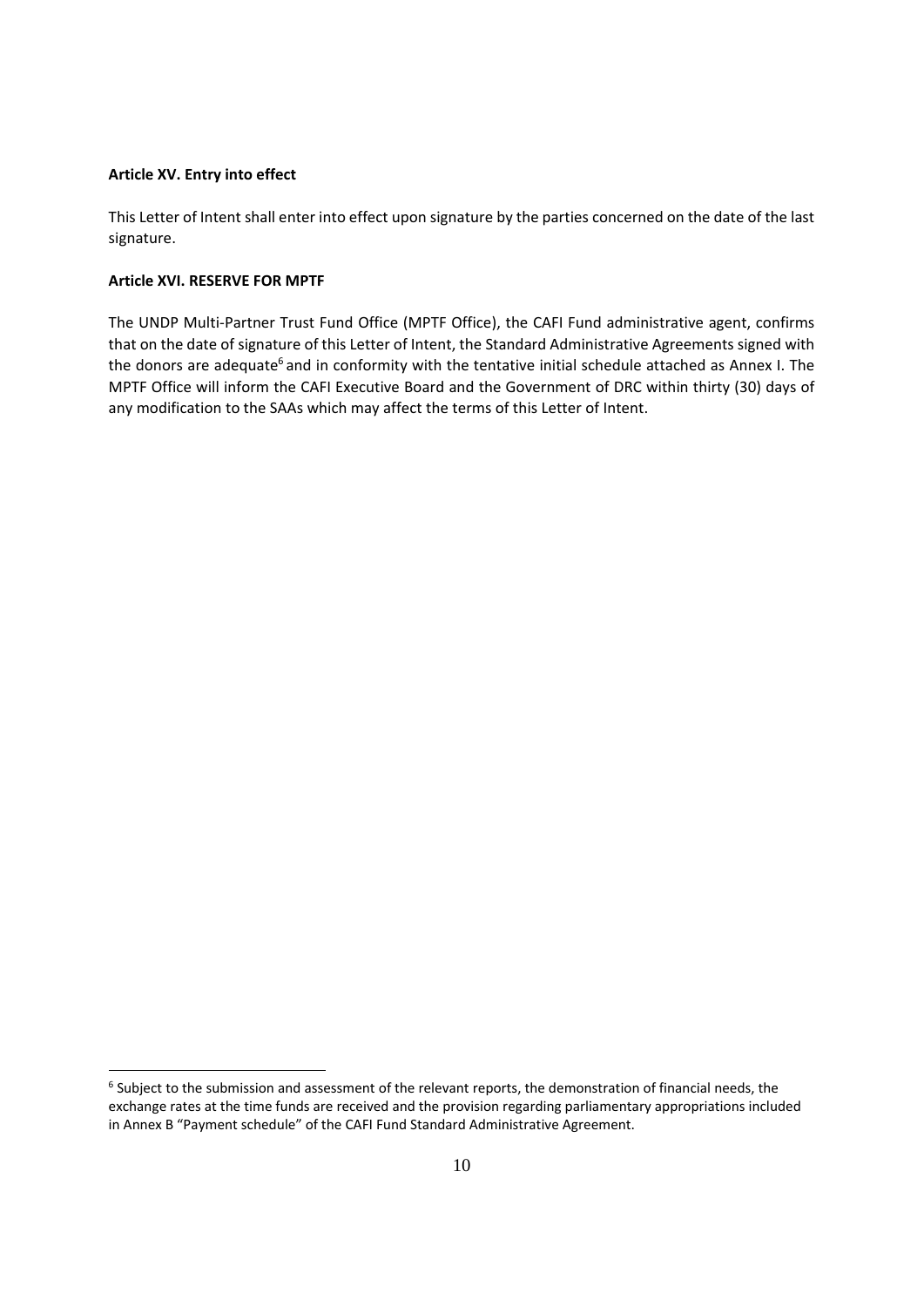**Article XV. Entry into effect**

This Letter of Intent shall enter into effect upon signature by the parties concerned on the date of the last signature.

**Article XVI. RESERVE FOR MPTF**

The UNDP Multi-Partner Trust Fund Office (MPTF Office), the CAFI Fund administrative agent, confirms that on the date of signature of this Letter of Intent, the Standard Administrative Agreements signed with the donors are adequate[6] and in conformity with the tentative initial schedule attached as Annex I. The MPTF Office will inform the CAFI Executive Board and the Government of DRC within thirty (30) days of any modification to the SAAs which may affect the terms of this Letter of Intent.

---

[6] Subject to the submission and assessment of the relevant reports, the demonstration of financial needs, the exchange rates at the time funds are received and the provision regarding parliamentary appropriations included in Annex B "Payment schedule" of the CAFI Fund Standard Administrative Agreement.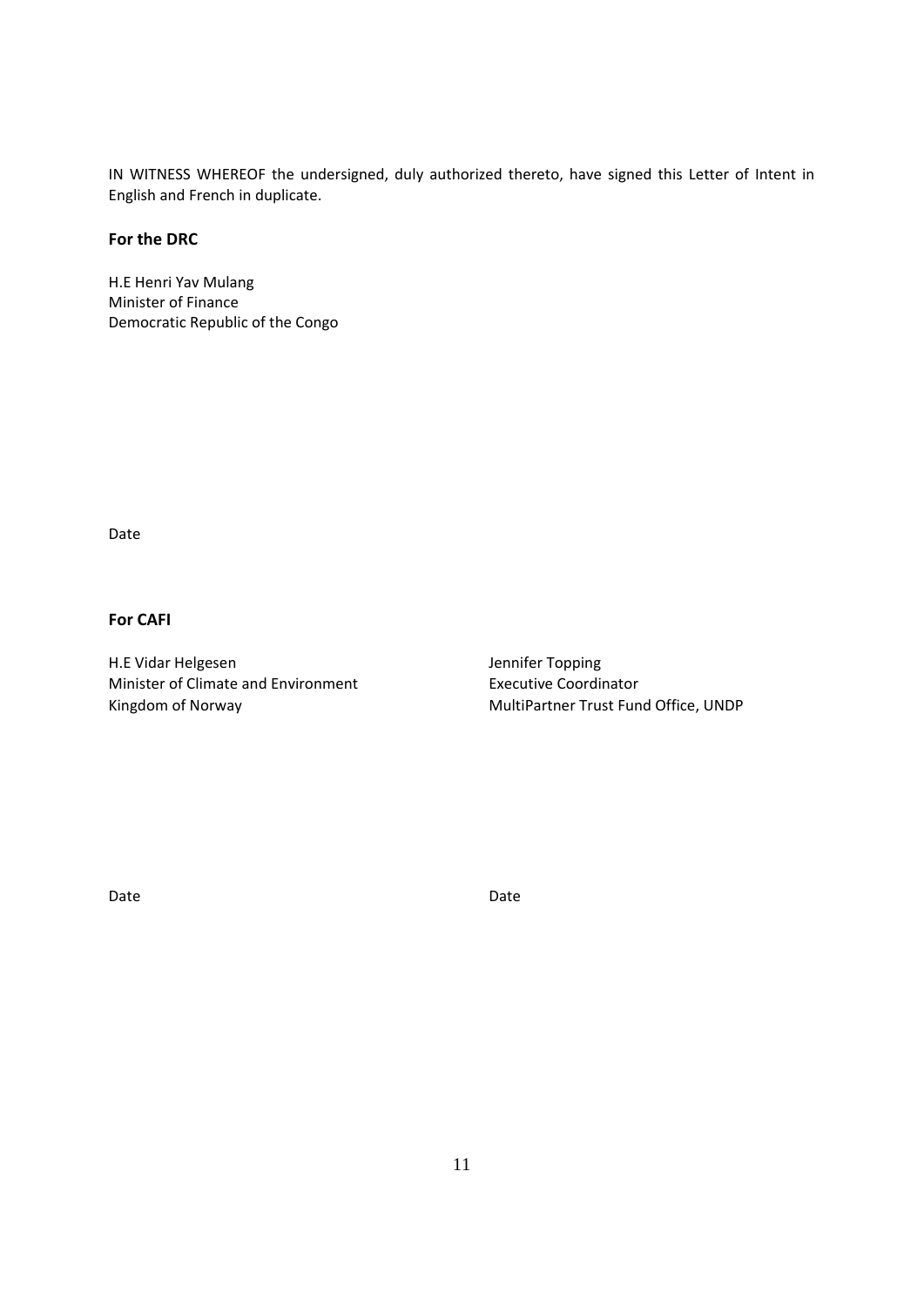IN WITNESS WHEREOF the undersigned, duly authorized thereto, have signed this Letter of Intent in English and French in duplicate.

**For the DRC**

H.E Henri Yav Mulang
Minister of Finance
Democratic Republic of the Congo

Date

**For CAFI**

H.E Vidar Helgesen
Minister of Climate and Environment
Kingdom of Norway

Date

Jennifer Topping
Executive Coordinator
MultiPartner Trust Fund Office, UNDP

Date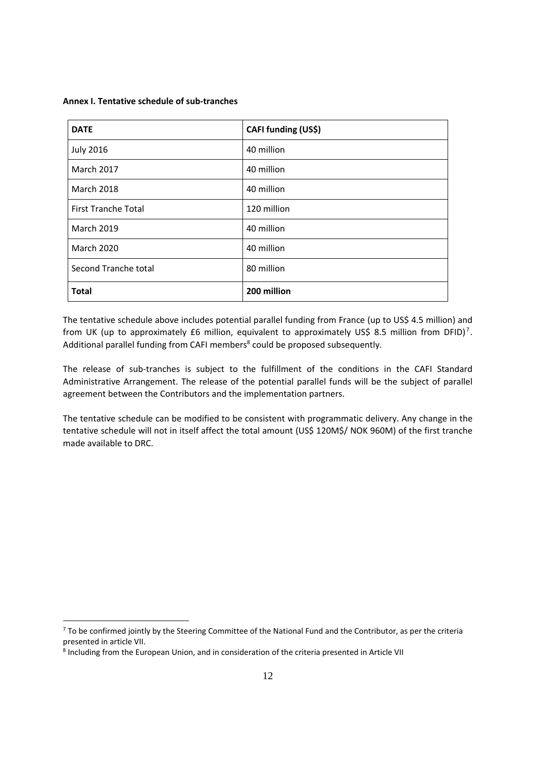**Annex I. Tentative schedule of sub-tranches**

| **DATE** | **CAFI funding (US$)** |
|---|---|
| July 2016 | 40 million |
| March 2017 | 40 million |
| March 2018 | 40 million |
| First Tranche Total | 120 million |
| March 2019 | 40 million |
| March 2020 | 40 million |
| Second Tranche total | 80 million |
| **Total** | **200 million** |

The tentative schedule above includes potential parallel funding from France (up to US$ 4.5 million) and from UK (up to approximately £6 million, equivalent to approximately US$ 8.5 million from DFID)[7]. Additional parallel funding from CAFI members[8] could be proposed subsequently.

The release of sub-tranches is subject to the fulfillment of the conditions in the CAFI Standard Administrative Arrangement. The release of the potential parallel funds will be the subject of parallel agreement between the Contributors and the implementation partners.

The tentative schedule can be modified to be consistent with programmatic delivery. Any change in the tentative schedule will not in itself affect the total amount (US$ 120M$/ NOK 960M) of the first tranche made available to DRC.

[7] To be confirmed jointly by the Steering Committee of the National Fund and the Contributor, as per the criteria presented in article VII.

[8] Including from the European Union, and in consideration of the criteria presented in Article VII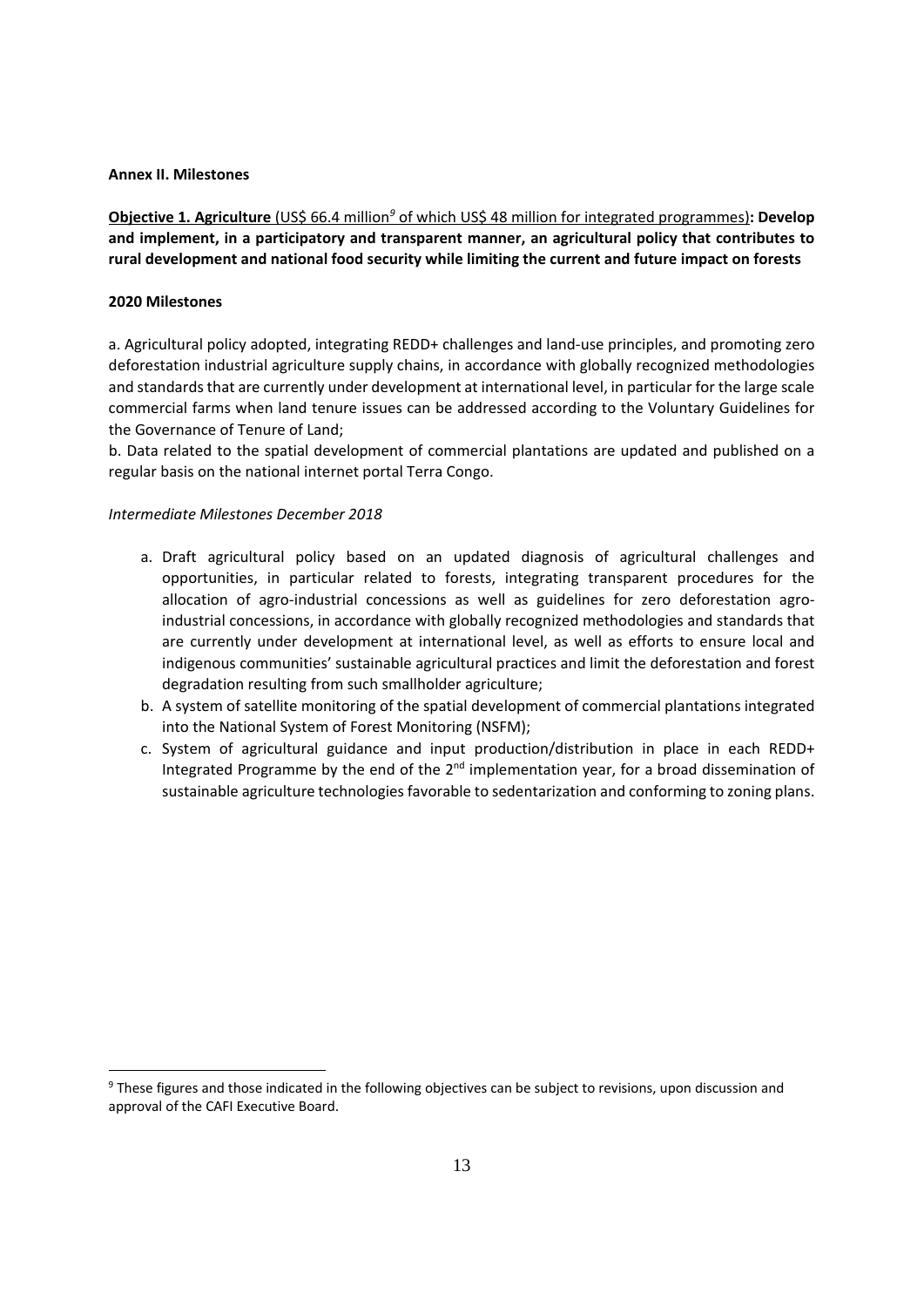**Annex II. Milestones**

**Objective 1. Agriculture** (US$ 66.4 million[9] of which US$ 48 million for integrated programmes)**: Develop and implement, in a participatory and transparent manner, an agricultural policy that contributes to rural development and national food security while limiting the current and future impact on forests**

**2020 Milestones**

a. Agricultural policy adopted, integrating REDD+ challenges and land-use principles, and promoting zero deforestation industrial agriculture supply chains, in accordance with globally recognized methodologies and standards that are currently under development at international level, in particular for the large scale commercial farms when land tenure issues can be addressed according to the Voluntary Guidelines for the Governance of Tenure of Land;

b. Data related to the spatial development of commercial plantations are updated and published on a regular basis on the national internet portal Terra Congo.

*Intermediate Milestones December 2018*

a. Draft agricultural policy based on an updated diagnosis of agricultural challenges and opportunities, in particular related to forests, integrating transparent procedures for the allocation of agro-industrial concessions as well as guidelines for zero deforestation agro-industrial concessions, in accordance with globally recognized methodologies and standards that are currently under development at international level, as well as efforts to ensure local and indigenous communities' sustainable agricultural practices and limit the deforestation and forest degradation resulting from such smallholder agriculture;
b. A system of satellite monitoring of the spatial development of commercial plantations integrated into the National System of Forest Monitoring (NSFM);
c. System of agricultural guidance and input production/distribution in place in each REDD+ Integrated Programme by the end of the 2nd implementation year, for a broad dissemination of sustainable agriculture technologies favorable to sedentarization and conforming to zoning plans.

[9] These figures and those indicated in the following objectives can be subject to revisions, upon discussion and approval of the CAFI Executive Board.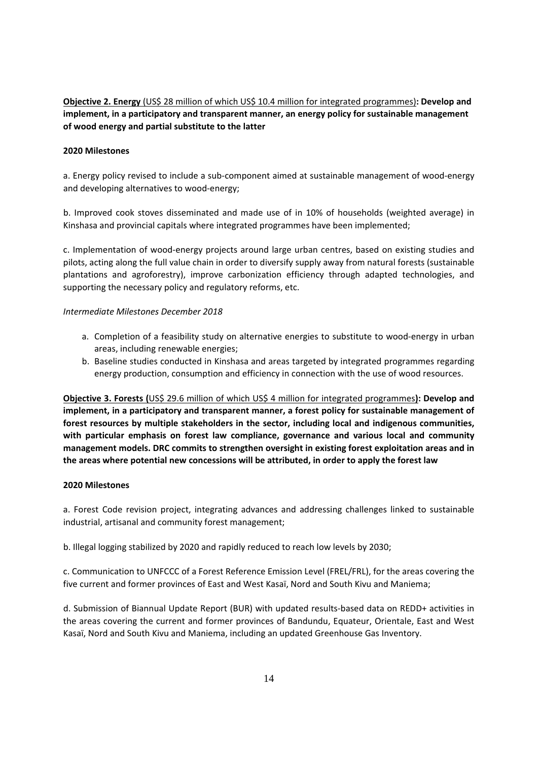**Objective 2. Energy** (US$ 28 million of which US$ 10.4 million for integrated programmes)**: Develop and implement, in a participatory and transparent manner, an energy policy for sustainable management of wood energy and partial substitute to the latter**

**2020 Milestones**

a. Energy policy revised to include a sub-component aimed at sustainable management of wood-energy and developing alternatives to wood-energy;

b. Improved cook stoves disseminated and made use of in 10% of households (weighted average) in Kinshasa and provincial capitals where integrated programmes have been implemented;

c. Implementation of wood-energy projects around large urban centres, based on existing studies and pilots, acting along the full value chain in order to diversify supply away from natural forests (sustainable plantations and agroforestry), improve carbonization efficiency through adapted technologies, and supporting the necessary policy and regulatory reforms, etc.

*Intermediate Milestones December 2018*

a. Completion of a feasibility study on alternative energies to substitute to wood-energy in urban areas, including renewable energies;
b. Baseline studies conducted in Kinshasa and areas targeted by integrated programmes regarding energy production, consumption and efficiency in connection with the use of wood resources.

**Objective 3. Forests (**US$ 29.6 million of which US$ 4 million for integrated programmes**): Develop and implement, in a participatory and transparent manner, a forest policy for sustainable management of forest resources by multiple stakeholders in the sector, including local and indigenous communities, with particular emphasis on forest law compliance, governance and various local and community management models. DRC commits to strengthen oversight in existing forest exploitation areas and in the areas where potential new concessions will be attributed, in order to apply the forest law**

**2020 Milestones**

a. Forest Code revision project, integrating advances and addressing challenges linked to sustainable industrial, artisanal and community forest management;

b. Illegal logging stabilized by 2020 and rapidly reduced to reach low levels by 2030;

c. Communication to UNFCCC of a Forest Reference Emission Level (FREL/FRL), for the areas covering the five current and former provinces of East and West Kasaï, Nord and South Kivu and Maniema;

d. Submission of Biannual Update Report (BUR) with updated results-based data on REDD+ activities in the areas covering the current and former provinces of Bandundu, Equateur, Orientale, East and West Kasaï, Nord and South Kivu and Maniema, including an updated Greenhouse Gas Inventory.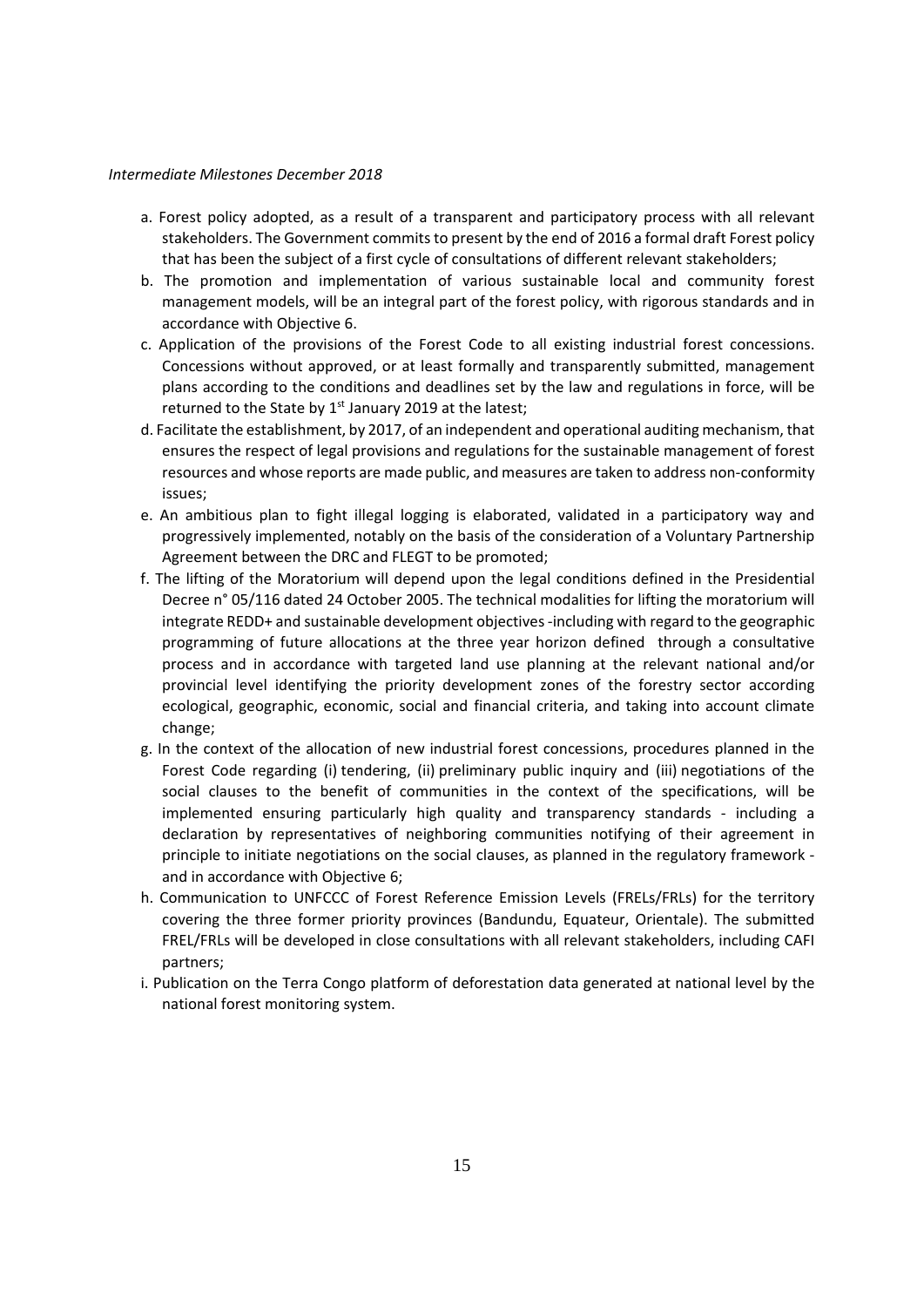*Intermediate Milestones December 2018*

a. Forest policy adopted, as a result of a transparent and participatory process with all relevant stakeholders. The Government commits to present by the end of 2016 a formal draft Forest policy that has been the subject of a first cycle of consultations of different relevant stakeholders;

b. The promotion and implementation of various sustainable local and community forest management models, will be an integral part of the forest policy, with rigorous standards and in accordance with Objective 6.

c. Application of the provisions of the Forest Code to all existing industrial forest concessions. Concessions without approved, or at least formally and transparently submitted, management plans according to the conditions and deadlines set by the law and regulations in force, will be returned to the State by 1st January 2019 at the latest;

d. Facilitate the establishment, by 2017, of an independent and operational auditing mechanism, that ensures the respect of legal provisions and regulations for the sustainable management of forest resources and whose reports are made public, and measures are taken to address non-conformity issues;

e. An ambitious plan to fight illegal logging is elaborated, validated in a participatory way and progressively implemented, notably on the basis of the consideration of a Voluntary Partnership Agreement between the DRC and FLEGT to be promoted;

f. The lifting of the Moratorium will depend upon the legal conditions defined in the Presidential Decree n° 05/116 dated 24 October 2005. The technical modalities for lifting the moratorium will integrate REDD+ and sustainable development objectives -including with regard to the geographic programming of future allocations at the three year horizon defined through a consultative process and in accordance with targeted land use planning at the relevant national and/or provincial level identifying the priority development zones of the forestry sector according ecological, geographic, economic, social and financial criteria, and taking into account climate change;

g. In the context of the allocation of new industrial forest concessions, procedures planned in the Forest Code regarding (i) tendering, (ii) preliminary public inquiry and (iii) negotiations of the social clauses to the benefit of communities in the context of the specifications, will be implemented ensuring particularly high quality and transparency standards - including a declaration by representatives of neighboring communities notifying of their agreement in principle to initiate negotiations on the social clauses, as planned in the regulatory framework - and in accordance with Objective 6;

h. Communication to UNFCCC of Forest Reference Emission Levels (FRELs/FRLs) for the territory covering the three former priority provinces (Bandundu, Equateur, Orientale). The submitted FREL/FRLs will be developed in close consultations with all relevant stakeholders, including CAFI partners;

i. Publication on the Terra Congo platform of deforestation data generated at national level by the national forest monitoring system.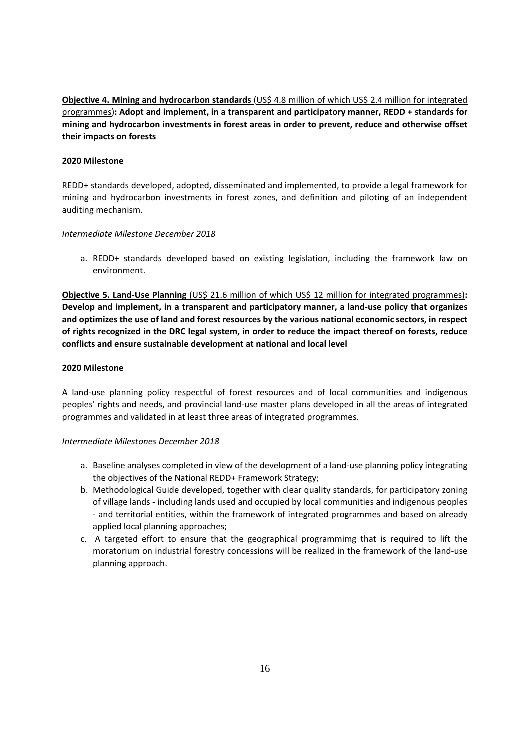**Objective 4. Mining and hydrocarbon standards** <u>(US$ 4.8 million of which US$ 2.4 million for integrated programmes)</u>**: Adopt and implement, in a transparent and participatory manner, REDD + standards for mining and hydrocarbon investments in forest areas in order to prevent, reduce and otherwise offset their impacts on forests**

**2020 Milestone**

REDD+ standards developed, adopted, disseminated and implemented, to provide a legal framework for mining and hydrocarbon investments in forest zones, and definition and piloting of an independent auditing mechanism.

*Intermediate Milestone December 2018*

a. REDD+ standards developed based on existing legislation, including the framework law on environment.

**Objective 5. Land-Use Planning** <u>(US$ 21.6 million of which US$ 12 million for integrated programmes)</u>**: Develop and implement, in a transparent and participatory manner, a land-use policy that organizes and optimizes the use of land and forest resources by the various national economic sectors, in respect of rights recognized in the DRC legal system, in order to reduce the impact thereof on forests, reduce conflicts and ensure sustainable development at national and local level**

**2020 Milestone**

A land-use planning policy respectful of forest resources and of local communities and indigenous peoples' rights and needs, and provincial land-use master plans developed in all the areas of integrated programmes and validated in at least three areas of integrated programmes.

*Intermediate Milestones December 2018*

a. Baseline analyses completed in view of the development of a land-use planning policy integrating the objectives of the National REDD+ Framework Strategy;
b. Methodological Guide developed, together with clear quality standards, for participatory zoning of village lands - including lands used and occupied by local communities and indigenous peoples - and territorial entities, within the framework of integrated programmes and based on already applied local planning approaches;
c. A targeted effort to ensure that the geographical programmimg that is required to lift the moratorium on industrial forestry concessions will be realized in the framework of the land-use planning approach.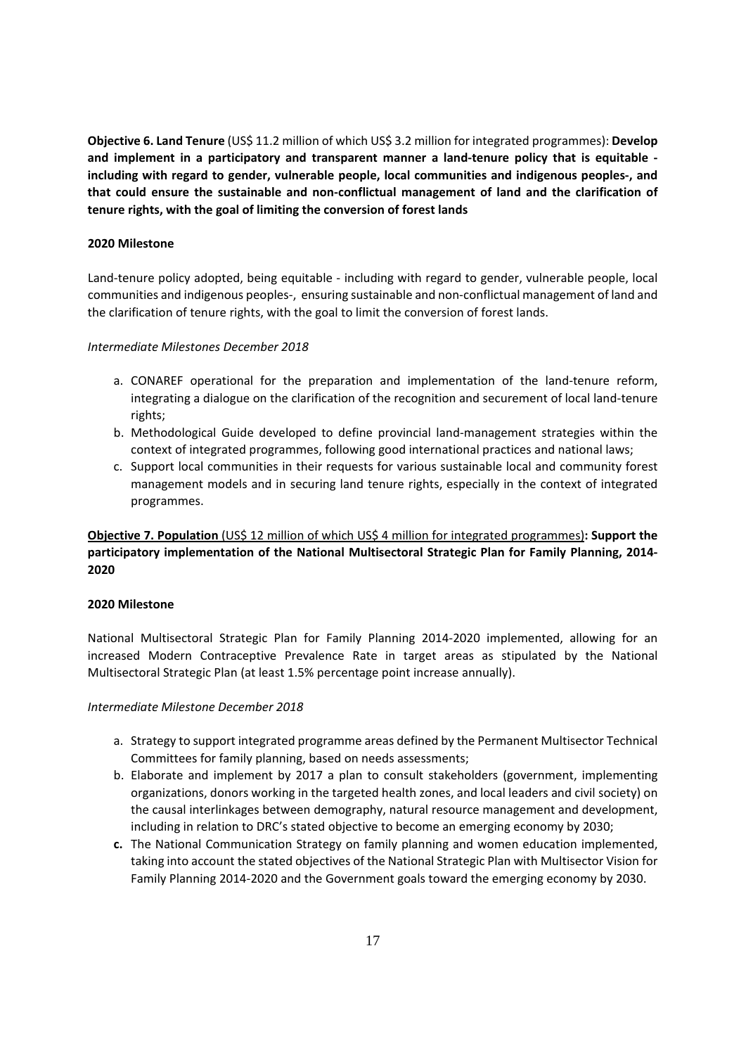**Objective 6. Land Tenure** (US$ 11.2 million of which US$ 3.2 million for integrated programmes): **Develop and implement in a participatory and transparent manner a land-tenure policy that is equitable - including with regard to gender, vulnerable people, local communities and indigenous peoples-, and that could ensure the sustainable and non-conflictual management of land and the clarification of tenure rights, with the goal of limiting the conversion of forest lands**

**2020 Milestone**

Land-tenure policy adopted, being equitable - including with regard to gender, vulnerable people, local communities and indigenous peoples-, ensuring sustainable and non-conflictual management of land and the clarification of tenure rights, with the goal to limit the conversion of forest lands.

*Intermediate Milestones December 2018*

a. CONAREF operational for the preparation and implementation of the land-tenure reform, integrating a dialogue on the clarification of the recognition and securement of local land-tenure rights;
b. Methodological Guide developed to define provincial land-management strategies within the context of integrated programmes, following good international practices and national laws;
c. Support local communities in their requests for various sustainable local and community forest management models and in securing land tenure rights, especially in the context of integrated programmes.

**Objective 7. Population** (US$ 12 million of which US$ 4 million for integrated programmes)**: Support the participatory implementation of the National Multisectoral Strategic Plan for Family Planning, 2014-2020**

**2020 Milestone**

National Multisectoral Strategic Plan for Family Planning 2014-2020 implemented, allowing for an increased Modern Contraceptive Prevalence Rate in target areas as stipulated by the National Multisectoral Strategic Plan (at least 1.5% percentage point increase annually).

*Intermediate Milestone December 2018*

a. Strategy to support integrated programme areas defined by the Permanent Multisector Technical Committees for family planning, based on needs assessments;
b. Elaborate and implement by 2017 a plan to consult stakeholders (government, implementing organizations, donors working in the targeted health zones, and local leaders and civil society) on the causal interlinkages between demography, natural resource management and development, including in relation to DRC's stated objective to become an emerging economy by 2030;
c. The National Communication Strategy on family planning and women education implemented, taking into account the stated objectives of the National Strategic Plan with Multisector Vision for Family Planning 2014-2020 and the Government goals toward the emerging economy by 2030.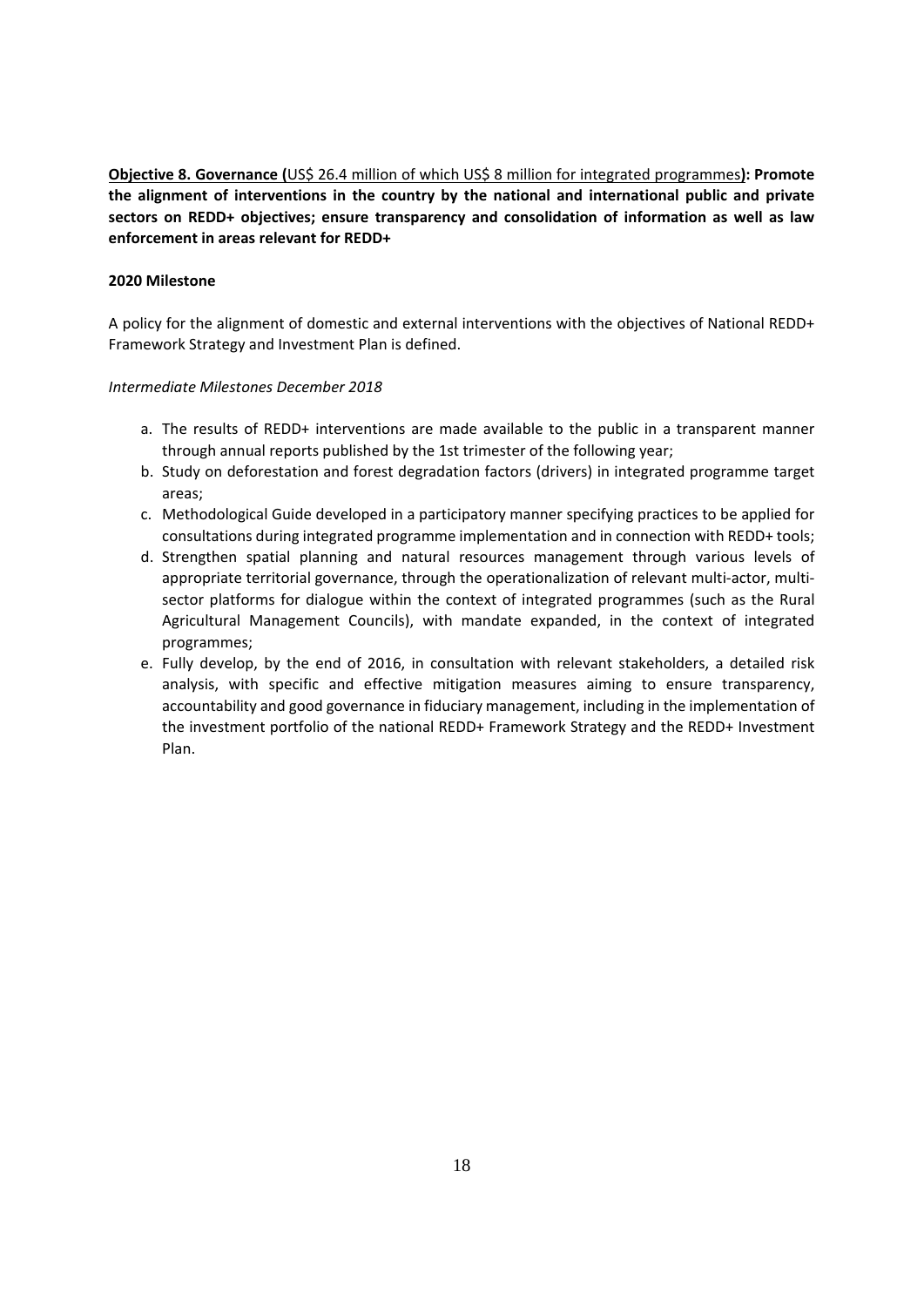**Objective 8. Governance (**US$ 26.4 million of which US$ 8 million for integrated programmes**): Promote the alignment of interventions in the country by the national and international public and private sectors on REDD+ objectives; ensure transparency and consolidation of information as well as law enforcement in areas relevant for REDD+**

**2020 Milestone**

A policy for the alignment of domestic and external interventions with the objectives of National REDD+ Framework Strategy and Investment Plan is defined.

*Intermediate Milestones December 2018*

a. The results of REDD+ interventions are made available to the public in a transparent manner through annual reports published by the 1st trimester of the following year;
b. Study on deforestation and forest degradation factors (drivers) in integrated programme target areas;
c. Methodological Guide developed in a participatory manner specifying practices to be applied for consultations during integrated programme implementation and in connection with REDD+ tools;
d. Strengthen spatial planning and natural resources management through various levels of appropriate territorial governance, through the operationalization of relevant multi-actor, multi-sector platforms for dialogue within the context of integrated programmes (such as the Rural Agricultural Management Councils), with mandate expanded, in the context of integrated programmes;
e. Fully develop, by the end of 2016, in consultation with relevant stakeholders, a detailed risk analysis, with specific and effective mitigation measures aiming to ensure transparency, accountability and good governance in fiduciary management, including in the implementation of the investment portfolio of the national REDD+ Framework Strategy and the REDD+ Investment Plan.